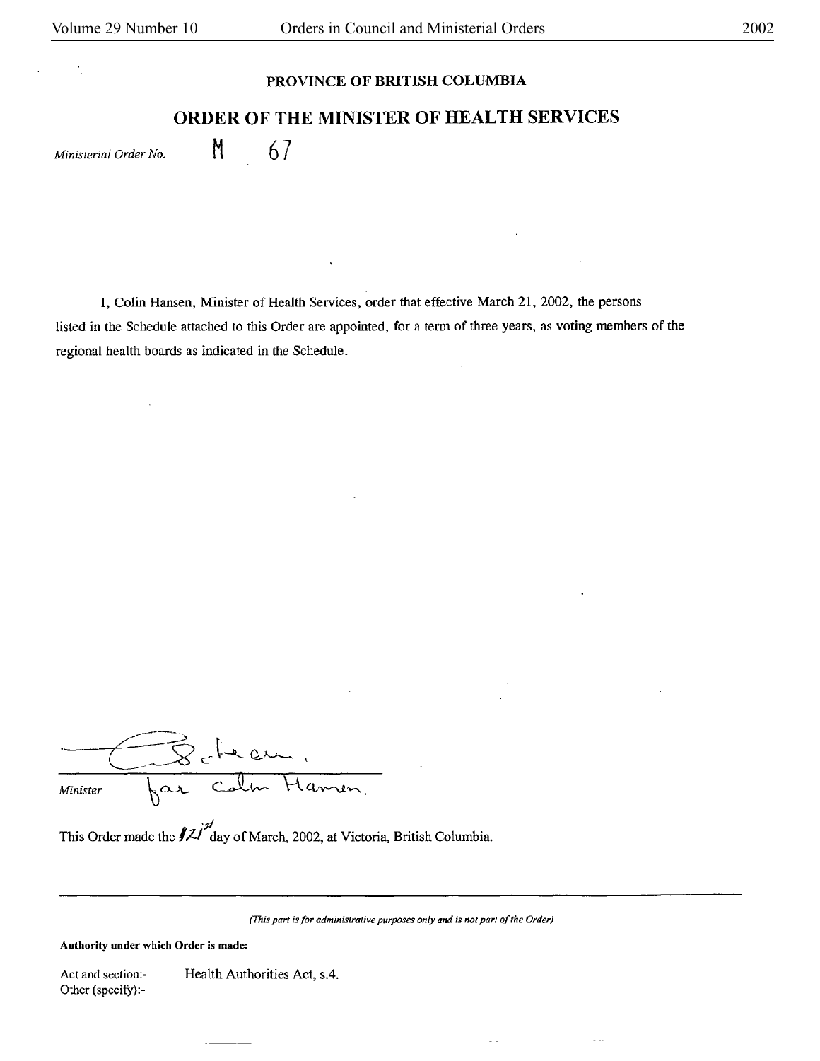**PROVINCE OF BRITISH COLUMBIA**

# ORDER OF THE MINISTER OF HEALTH SERVICES

*Ministerial Order No.* M 67

I, Colin Hansen, Minister of Health Services, order that effective March 21, 2002, the persons listed in the Schedule attached to this Order are appointed, for a term of three years, as voting members of the regional health boards as indicated in the Schedule.

*Minister* for Colin Hansen.

This Order made the 21st day of March, 2002, at Victoria, British Columbia.

---

*(This part is for administrative purposes only and is not part of the Order)*

**Authority under which Order is made:**

Act and section:- Health Authorities Act, s.4.

Other (specify):-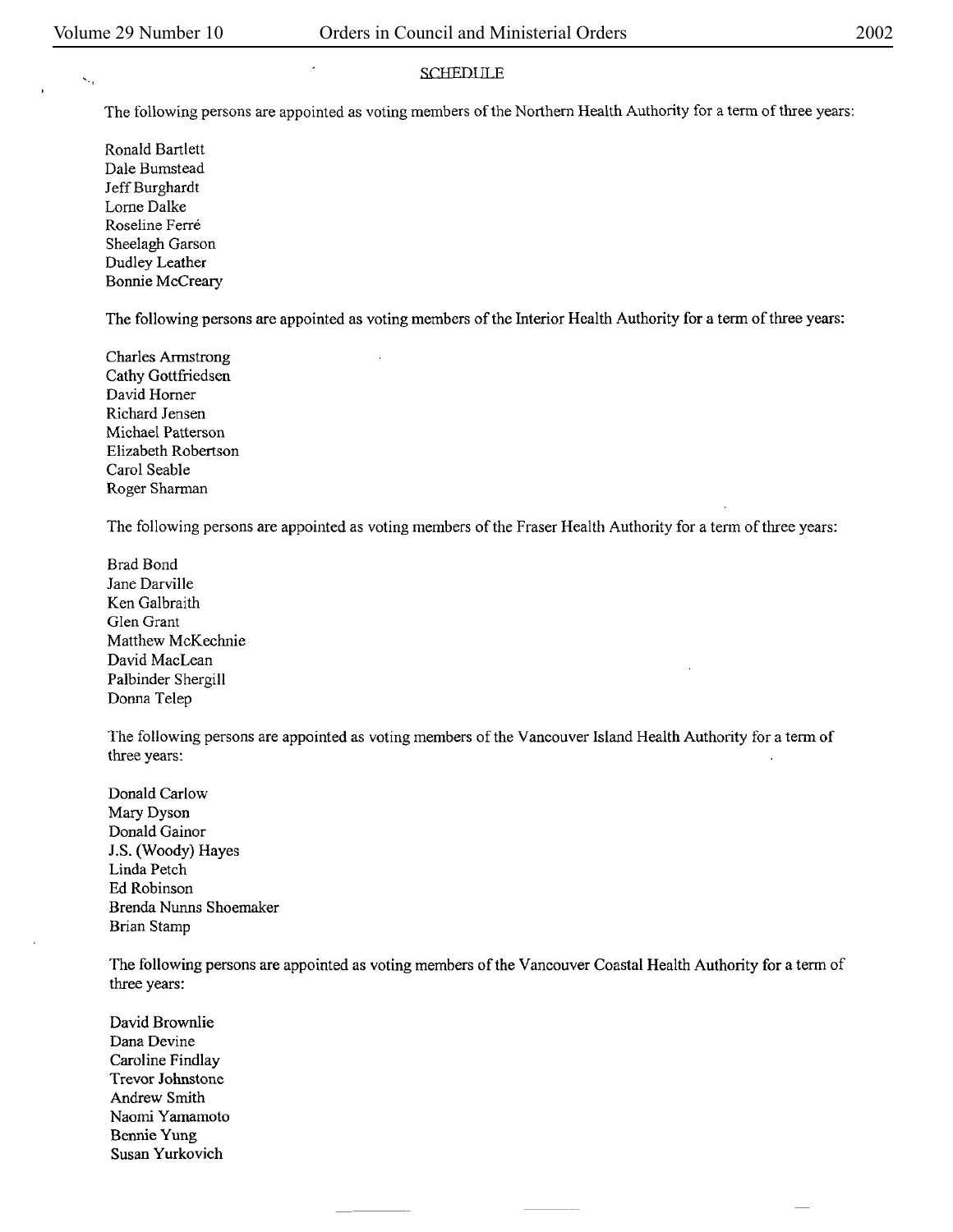## SCHEDULE

The following persons are appointed as voting members of the Northern Health Authority for a term of three years:

Ronald Bartlett
Dale Bumstead
Jeff Burghardt
Lorne Dalke
Roseline Ferré
Sheelagh Garson
Dudley Leather
Bonnie McCreary

The following persons are appointed as voting members of the Interior Health Authority for a term of three years:

Charles Armstrong
Cathy Gottfriedsen
David Horner
Richard Jensen
Michael Patterson
Elizabeth Robertson
Carol Seable
Roger Sharman

The following persons are appointed as voting members of the Fraser Health Authority for a term of three years:

Brad Bond
Jane Darville
Ken Galbraith
Glen Grant
Matthew McKechnie
David MacLean
Palbinder Shergill
Donna Telep

The following persons are appointed as voting members of the Vancouver Island Health Authority for a term of three years:

Donald Carlow
Mary Dyson
Donald Gainor
J.S. (Woody) Hayes
Linda Petch
Ed Robinson
Brenda Nunns Shoemaker
Brian Stamp

The following persons are appointed as voting members of the Vancouver Coastal Health Authority for a term of three years:

David Brownlie
Dana Devine
Caroline Findlay
Trevor Johnstone
Andrew Smith
Naomi Yamamoto
Bennie Yung
Susan Yurkovich